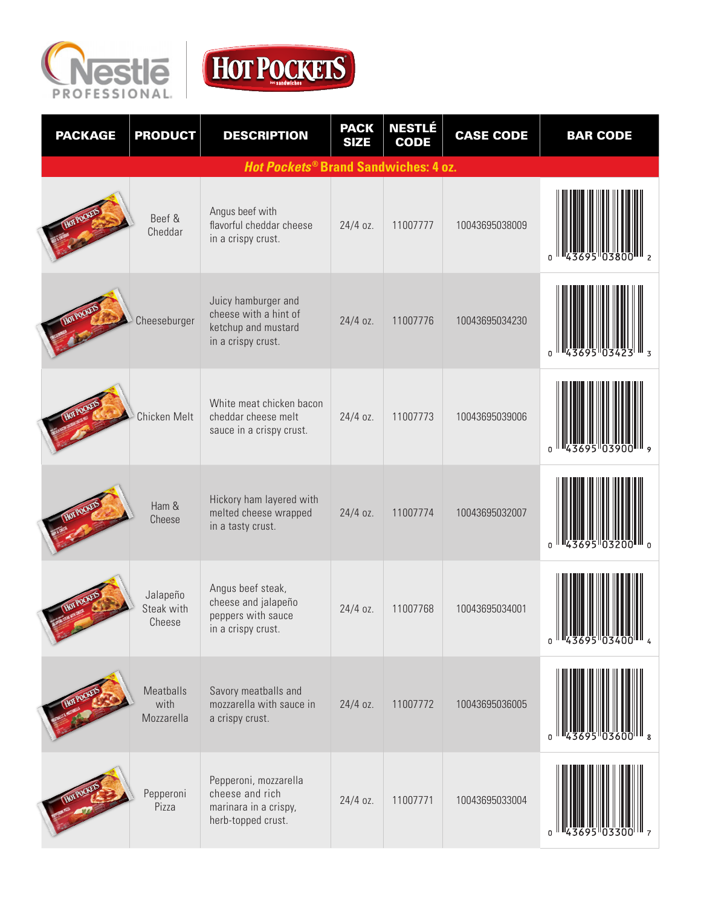Nestlé PROFESSIONAL. HOT POCKETS

| PACKAGE | PRODUCT | DESCRIPTION | PACK SIZE | NESTLÉ CODE | CASE CODE | BAR CODE |
|---|---|---|---|---|---|---|
| ***Hot Pockets*® Brand Sandwiches: 4 oz.** | | | | | | |
| | Beef & Cheddar | Angus beef with flavorful cheddar cheese in a crispy crust. | 24/4 oz. | 11007777 | 10043695038009 | 0 43695 03800 2 |
| | Cheeseburger | Juicy hamburger and cheese with a hint of ketchup and mustard in a crispy crust. | 24/4 oz. | 11007776 | 10043695034230 | 0 43695 03423 3 |
| | Chicken Melt | White meat chicken bacon cheddar cheese melt sauce in a crispy crust. | 24/4 oz. | 11007773 | 10043695039006 | 0 43695 03900 9 |
| | Ham & Cheese | Hickory ham layered with melted cheese wrapped in a tasty crust. | 24/4 oz. | 11007774 | 10043695032007 | 0 43695 03200 0 |
| | Jalapeño Steak with Cheese | Angus beef steak, cheese and jalapeño peppers with sauce in a crispy crust. | 24/4 oz. | 11007768 | 10043695034001 | 0 43695 03400 4 |
| | Meatballs with Mozzarella | Savory meatballs and mozzarella with sauce in a crispy crust. | 24/4 oz. | 11007772 | 10043695036005 | 0 43695 03600 8 |
| | Pepperoni Pizza | Pepperoni, mozzarella cheese and rich marinara in a crispy, herb-topped crust. | 24/4 oz. | 11007771 | 10043695033004 | 0 43695 03300 7 |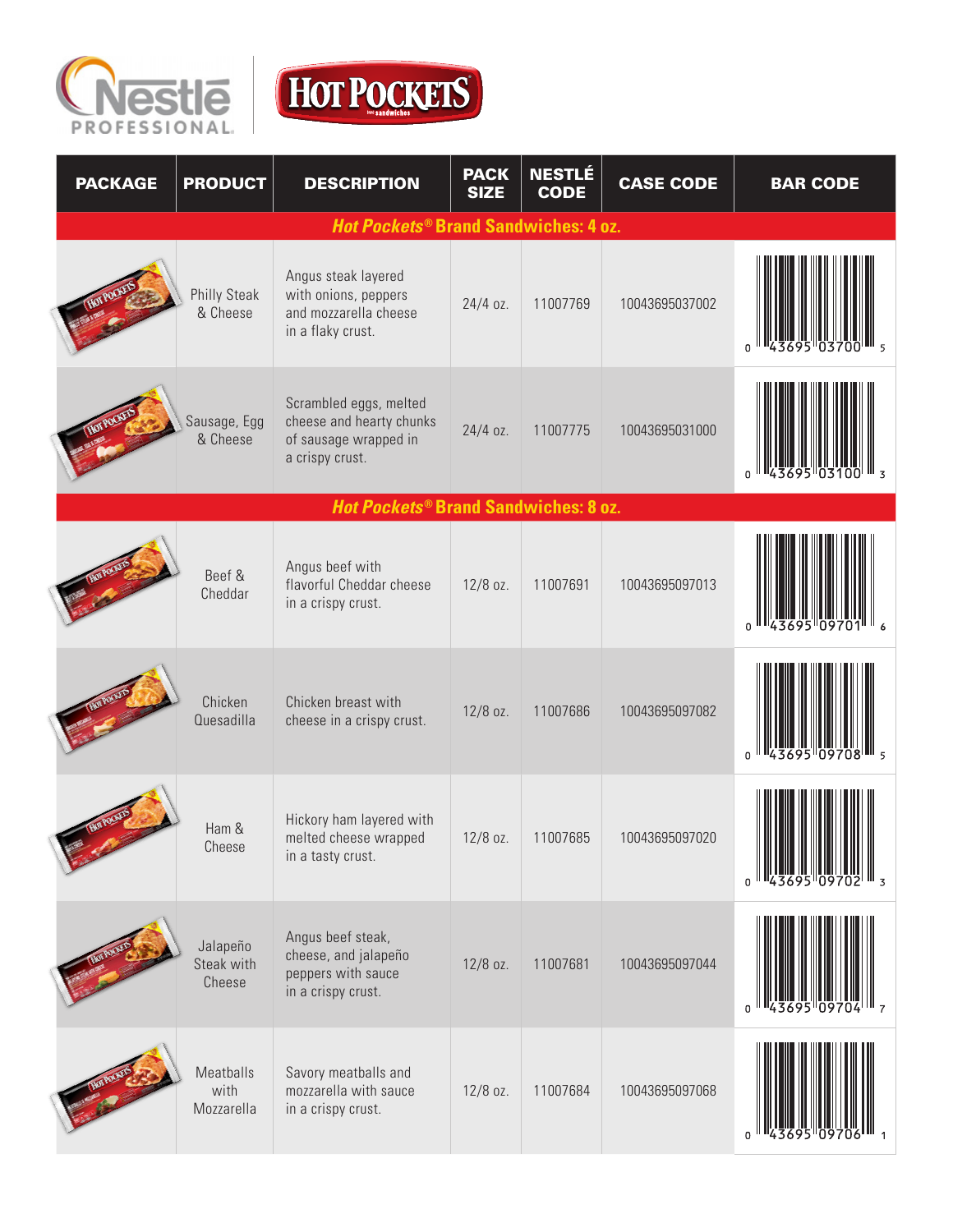| PACKAGE | PRODUCT | DESCRIPTION | PACK SIZE | NESTLÉ CODE | CASE CODE | BAR CODE |
|---|---|---|---|---|---|---|
| ***Hot Pockets®* Brand Sandwiches: 4 oz.** | | | | | | |
| | Philly Steak & Cheese | Angus steak layered with onions, peppers and mozzarella cheese in a flaky crust. | 24/4 oz. | 11007769 | 10043695037002 | 0 43695 03700 5 |
| | Sausage, Egg & Cheese | Scrambled eggs, melted cheese and hearty chunks of sausage wrapped in a crispy crust. | 24/4 oz. | 11007775 | 10043695031000 | 0 43695 03100 3 |
| ***Hot Pockets®* Brand Sandwiches: 8 oz.** | | | | | | |
| | Beef & Cheddar | Angus beef with flavorful Cheddar cheese in a crispy crust. | 12/8 oz. | 11007691 | 10043695097013 | 0 43695 09701 6 |
| | Chicken Quesadilla | Chicken breast with cheese in a crispy crust. | 12/8 oz. | 11007686 | 10043695097082 | 0 43695 09708 5 |
| | Ham & Cheese | Hickory ham layered with melted cheese wrapped in a tasty crust. | 12/8 oz. | 11007685 | 10043695097020 | 0 43695 09702 3 |
| | Jalapeño Steak with Cheese | Angus beef steak, cheese, and jalapeño peppers with sauce in a crispy crust. | 12/8 oz. | 11007681 | 10043695097044 | 0 43695 09704 7 |
| | Meatballs with Mozzarella | Savory meatballs and mozzarella with sauce in a crispy crust. | 12/8 oz. | 11007684 | 10043695097068 | 0 43695 09706 1 |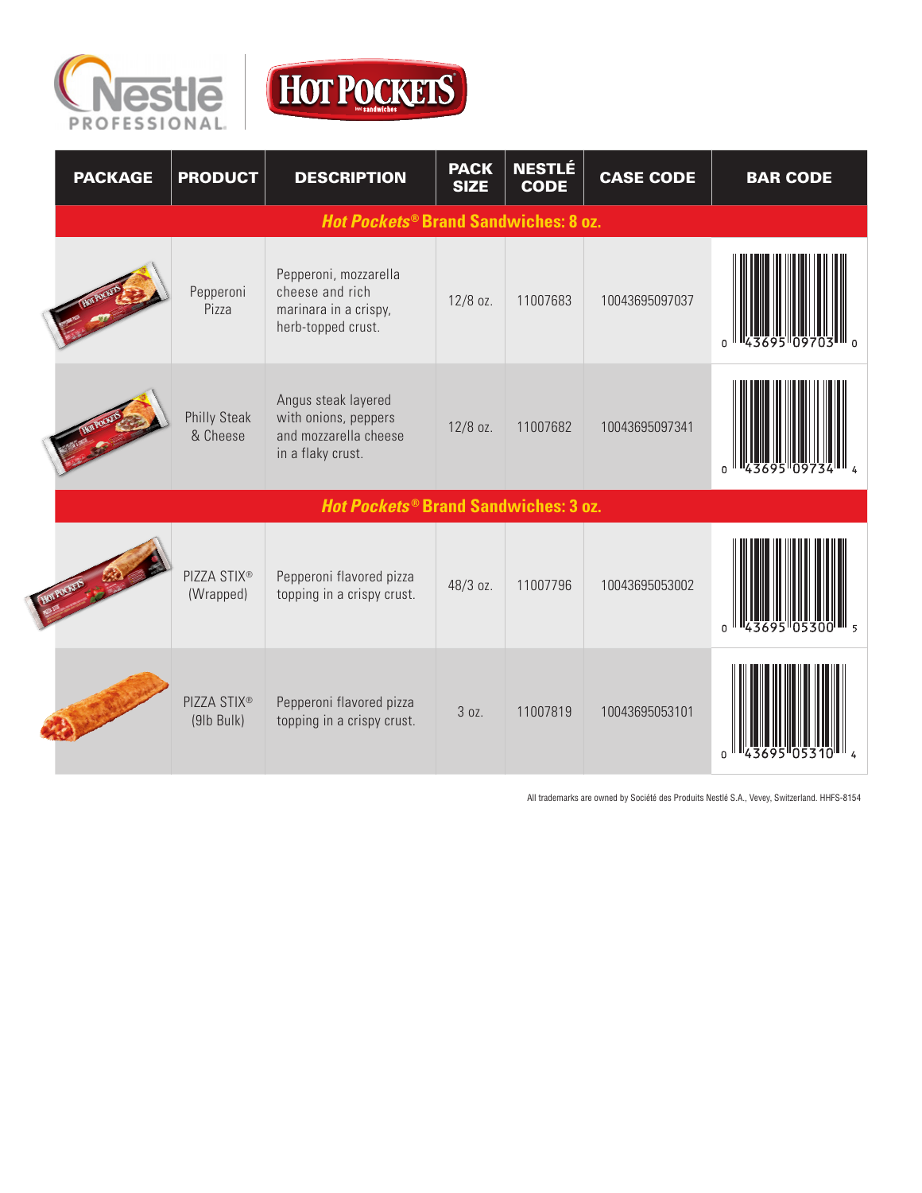| PACKAGE | PRODUCT | DESCRIPTION | PACK SIZE | NESTLÉ CODE | CASE CODE | BAR CODE |
|---|---|---|---|---|---|---|
| ***Hot Pockets*® Brand Sandwiches: 8 oz.** | | | | | | |
| | Pepperoni Pizza | Pepperoni, mozzarella cheese and rich marinara in a crispy, herb-topped crust. | 12/8 oz. | 11007683 | 10043695097037 | 0 43695 09703 0 |
| | Philly Steak & Cheese | Angus steak layered with onions, peppers and mozzarella cheese in a flaky crust. | 12/8 oz. | 11007682 | 10043695097341 | 0 43695 09734 4 |
| ***Hot Pockets*® Brand Sandwiches: 3 oz.** | | | | | | |
| | PIZZA STIX® (Wrapped) | Pepperoni flavored pizza topping in a crispy crust. | 48/3 oz. | 11007796 | 10043695053002 | 0 43695 05300 5 |
| | PIZZA STIX® (9lb Bulk) | Pepperoni flavored pizza topping in a crispy crust. | 3 oz. | 11007819 | 10043695053101 | 0 43695 05310 4 |

All trademarks are owned by Société des Produits Nestlé S.A., Vevey, Switzerland. HHFS-8154